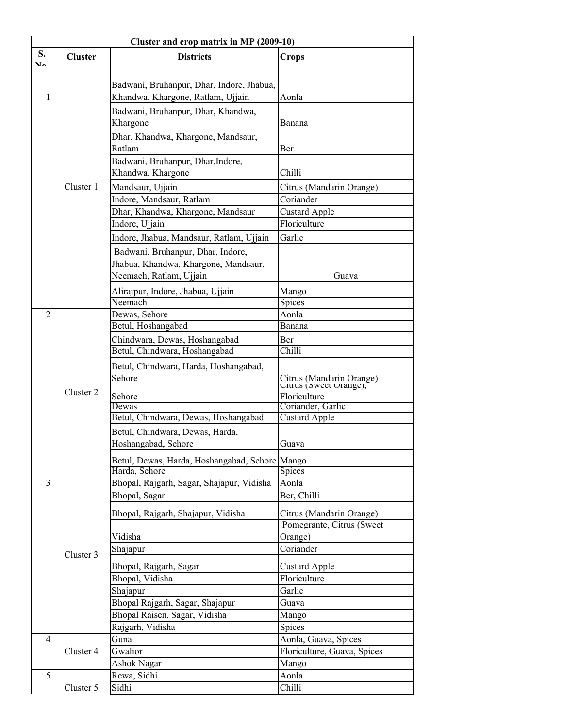| Cluster and crop matrix in MP (2009-10) | | | |
|---|---|---|---|
| S. No | Cluster | Districts | Crops |
| 1 | Cluster 1 | Badwani, Bruhanpur, Dhar, Indore, Jhabua, Khandwa, Khargone, Ratlam, Ujjain | Aonla |
| | | Badwani, Bruhanpur, Dhar, Khandwa, Khargone | Banana |
| | | Dhar, Khandwa, Khargone, Mandsaur, Ratlam | Ber |
| | | Badwani, Bruhanpur, Dhar,Indore, Khandwa, Khargone | Chilli |
| | | Mandsaur, Ujjain | Citrus (Mandarin Orange) |
| | | Indore, Mandsaur, Ratlam | Coriander |
| | | Dhar, Khandwa, Khargone, Mandsaur | Custard Apple |
| | | Indore, Ujjain | Floriculture |
| | | Indore, Jhabua, Mandsaur, Ratlam, Ujjain | Garlic |
| | | Badwani, Bruhanpur, Dhar, Indore, Jhabua, Khandwa, Khargone, Mandsaur, Neemach, Ratlam, Ujjain | Guava |
| | | Alirajpur, Indore, Jhabua, Ujjain | Mango |
| | | Neemach | Spices |
| 2 | Cluster 2 | Dewas, Sehore | Aonla |
| | | Betul, Hoshangabad | Banana |
| | | Chindwara, Dewas, Hoshangabad | Ber |
| | | Betul, Chindwara, Hoshangabad | Chilli |
| | | Betul, Chindwara, Harda, Hoshangabad, Sehore | Citrus (Mandarin Orange) |
| | | Sehore | Citrus (Sweet Orange), Floriculture |
| | | Dewas | Coriander, Garlic |
| | | Betul, Chindwara, Dewas, Hoshangabad | Custard Apple |
| | | Betul, Chindwara, Dewas, Harda, Hoshangabad, Sehore | Guava |
| | | Betul, Dewas, Harda, Hoshangabad, Sehore | Mango |
| | | Harda, Sehore | Spices |
| 3 | Cluster 3 | Bhopal, Rajgarh, Sagar, Shajapur, Vidisha | Aonla |
| | | Bhopal, Sagar | Ber, Chilli |
| | | Bhopal, Rajgarh, Shajapur, Vidisha | Citrus (Mandarin Orange) |
| | | Vidisha | Pomegrante, Citrus (Sweet Orange) |
| | | Shajapur | Coriander |
| | | Bhopal, Rajgarh, Sagar | Custard Apple |
| | | Bhopal, Vidisha | Floriculture |
| | | Shajapur | Garlic |
| | | Bhopal Rajgarh, Sagar, Shajapur | Guava |
| | | Bhopal Raisen, Sagar, Vidisha | Mango |
| | | Rajgarh, Vidisha | Spices |
| 4 | Cluster 4 | Guna | Aonla, Guava, Spices |
| | | Gwalior | Floriculture, Guava, Spices |
| | | Ashok Nagar | Mango |
| 5 | Cluster 5 | Rewa, Sidhi | Aonla |
| | | Sidhi | Chilli |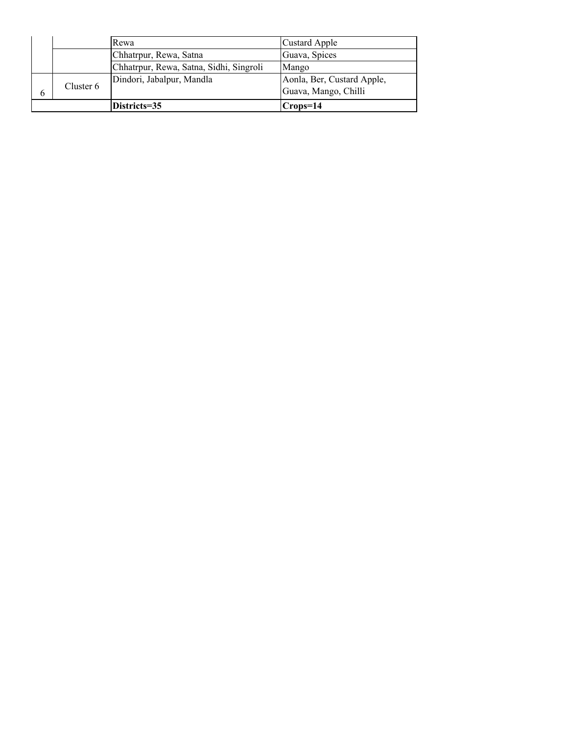| | | | |
|---|---|---|---|
| | | Rewa | Custard Apple |
| | | Chhatrpur, Rewa, Satna | Guava, Spices |
| | | Chhatrpur, Rewa, Satna, Sidhi, Singroli | Mango |
| 6 | Cluster 6 | Dindori, Jabalpur, Mandla | Aonla, Ber, Custard Apple, Guava, Mango, Chilli |
| | | **Districts=35** | **Crops=14** |